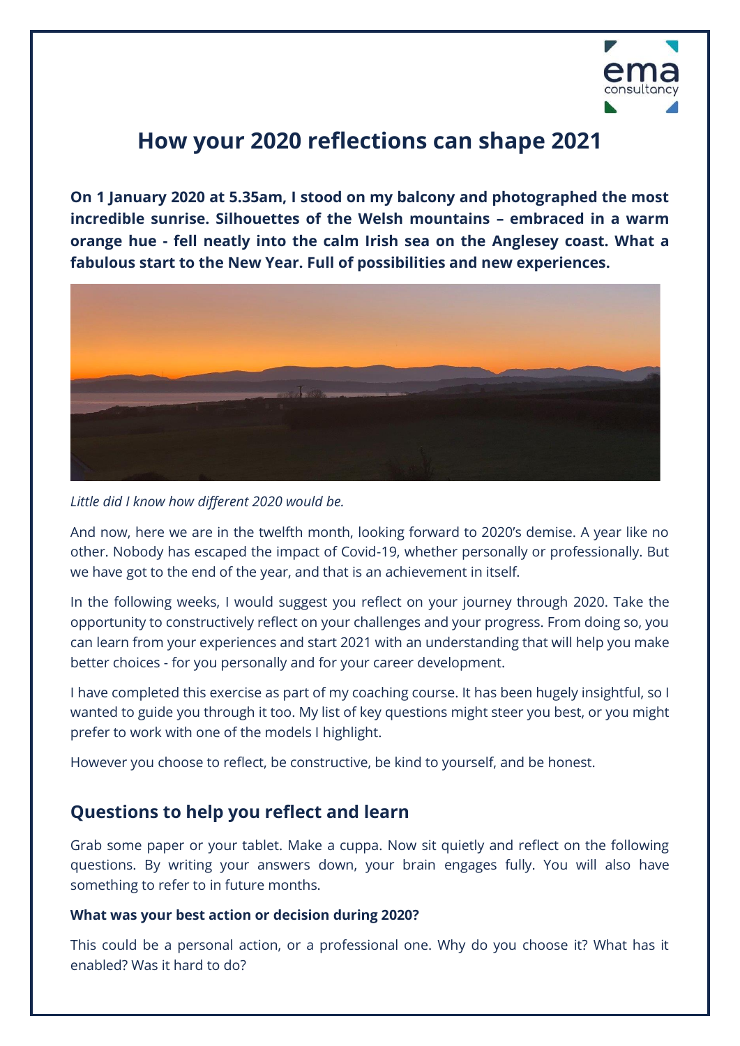# How your 2020 reflections can shape 2021

**On 1 January 2020 at 5.35am, I stood on my balcony and photographed the most incredible sunrise. Silhouettes of the Welsh mountains – embraced in a warm orange hue - fell neatly into the calm Irish sea on the Anglesey coast. What a fabulous start to the New Year. Full of possibilities and new experiences.**

*Little did I know how different 2020 would be.*

And now, here we are in the twelfth month, looking forward to 2020's demise. A year like no other. Nobody has escaped the impact of Covid-19, whether personally or professionally. But we have got to the end of the year, and that is an achievement in itself.

In the following weeks, I would suggest you reflect on your journey through 2020. Take the opportunity to constructively reflect on your challenges and your progress. From doing so, you can learn from your experiences and start 2021 with an understanding that will help you make better choices - for you personally and for your career development.

I have completed this exercise as part of my coaching course. It has been hugely insightful, so I wanted to guide you through it too. My list of key questions might steer you best, or you might prefer to work with one of the models I highlight.

However you choose to reflect, be constructive, be kind to yourself, and be honest.

## Questions to help you reflect and learn

Grab some paper or your tablet. Make a cuppa. Now sit quietly and reflect on the following questions. By writing your answers down, your brain engages fully. You will also have something to refer to in future months.

**What was your best action or decision during 2020?**

This could be a personal action, or a professional one. Why do you choose it? What has it enabled? Was it hard to do?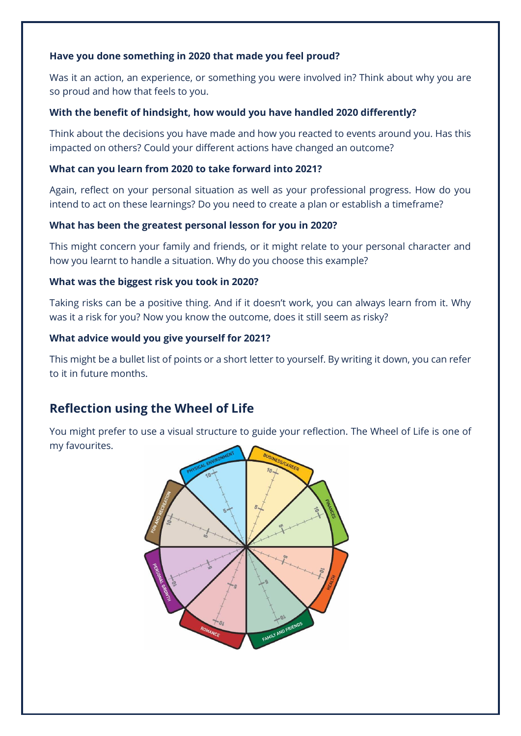**Have you done something in 2020 that made you feel proud?**

Was it an action, an experience, or something you were involved in? Think about why you are so proud and how that feels to you.

**With the benefit of hindsight, how would you have handled 2020 differently?**

Think about the decisions you have made and how you reacted to events around you. Has this impacted on others? Could your different actions have changed an outcome?

**What can you learn from 2020 to take forward into 2021?**

Again, reflect on your personal situation as well as your professional progress. How do you intend to act on these learnings? Do you need to create a plan or establish a timeframe?

**What has been the greatest personal lesson for you in 2020?**

This might concern your family and friends, or it might relate to your personal character and how you learnt to handle a situation. Why do you choose this example?

**What was the biggest risk you took in 2020?**

Taking risks can be a positive thing. And if it doesn't work, you can always learn from it. Why was it a risk for you? Now you know the outcome, does it still seem as risky?

**What advice would you give yourself for 2021?**

This might be a bullet list of points or a short letter to yourself. By writing it down, you can refer to it in future months.

## Reflection using the Wheel of Life

You might prefer to use a visual structure to guide your reflection. The Wheel of Life is one of my favourites.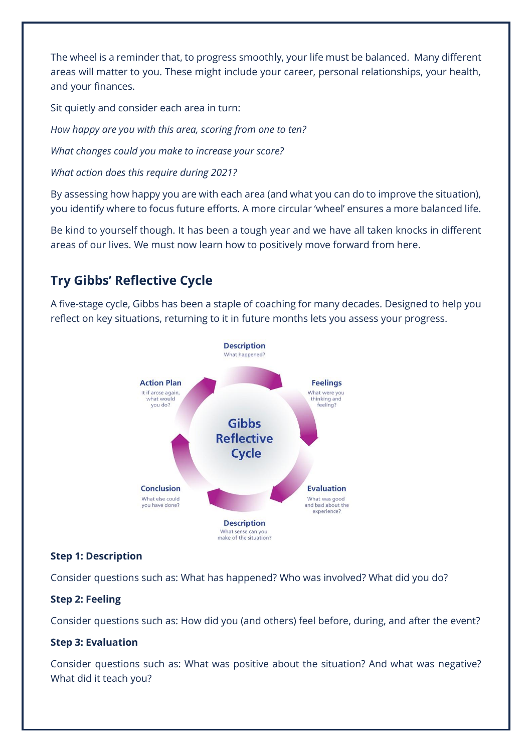The wheel is a reminder that, to progress smoothly, your life must be balanced. Many different areas will matter to you. These might include your career, personal relationships, your health, and your finances.

Sit quietly and consider each area in turn:

*How happy are you with this area, scoring from one to ten?*

*What changes could you make to increase your score?*

*What action does this require during 2021?*

By assessing how happy you are with each area (and what you can do to improve the situation), you identify where to focus future efforts. A more circular 'wheel' ensures a more balanced life.

Be kind to yourself though. It has been a tough year and we have all taken knocks in different areas of our lives. We must now learn how to positively move forward from here.

## Try Gibbs' Reflective Cycle

A five-stage cycle, Gibbs has been a staple of coaching for many decades. Designed to help you reflect on key situations, returning to it in future months lets you assess your progress.

**Gibbs Reflective Cycle**

- **Description** – What happened?
- **Feelings** – What were you thinking and feeling?
- **Evaluation** – What was good and bad about the experience?
- **Description** – What sense can you make of the situation?
- **Conclusion** – What else could you have done?
- **Action Plan** – It if arose again, what would you do?

**Step 1: Description**

Consider questions such as: What has happened? Who was involved? What did you do?

**Step 2: Feeling**

Consider questions such as: How did you (and others) feel before, during, and after the event?

**Step 3: Evaluation**

Consider questions such as: What was positive about the situation? And what was negative? What did it teach you?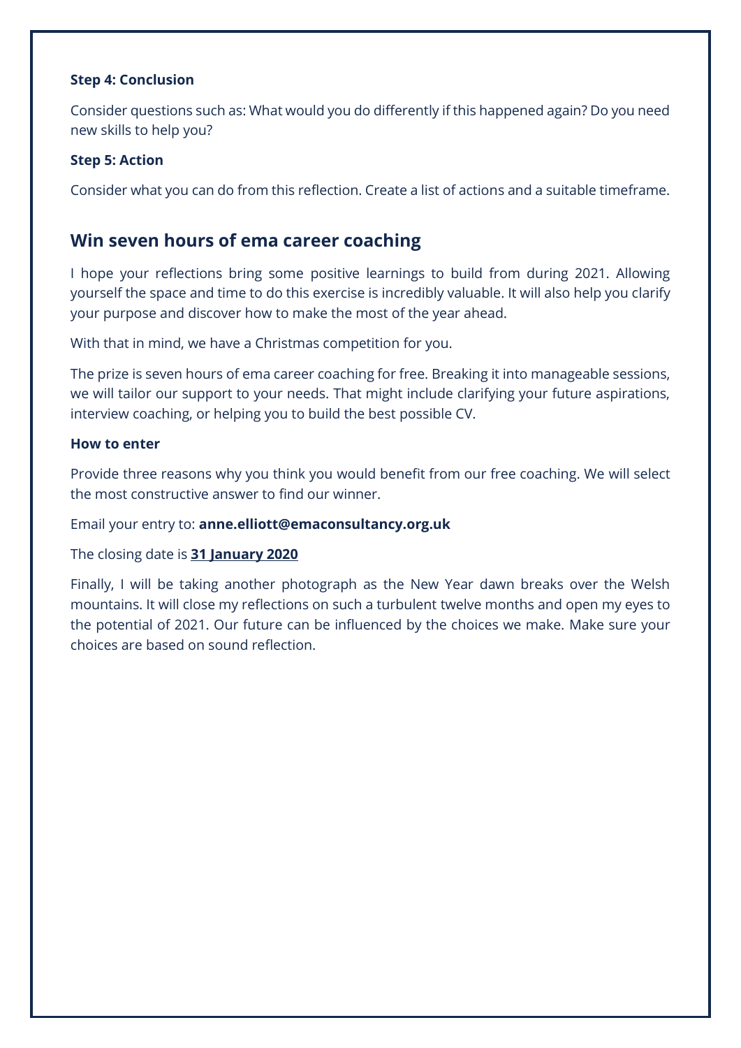**Step 4: Conclusion**

Consider questions such as: What would you do differently if this happened again? Do you need new skills to help you?

**Step 5: Action**

Consider what you can do from this reflection. Create a list of actions and a suitable timeframe.

## Win seven hours of ema career coaching

I hope your reflections bring some positive learnings to build from during 2021. Allowing yourself the space and time to do this exercise is incredibly valuable. It will also help you clarify your purpose and discover how to make the most of the year ahead.

With that in mind, we have a Christmas competition for you.

The prize is seven hours of ema career coaching for free. Breaking it into manageable sessions, we will tailor our support to your needs. That might include clarifying your future aspirations, interview coaching, or helping you to build the best possible CV.

**How to enter**

Provide three reasons why you think you would benefit from our free coaching. We will select the most constructive answer to find our winner.

Email your entry to: **anne.elliott@emaconsultancy.org.uk**

The closing date is **31 January 2020**

Finally, I will be taking another photograph as the New Year dawn breaks over the Welsh mountains. It will close my reflections on such a turbulent twelve months and open my eyes to the potential of 2021. Our future can be influenced by the choices we make. Make sure your choices are based on sound reflection.